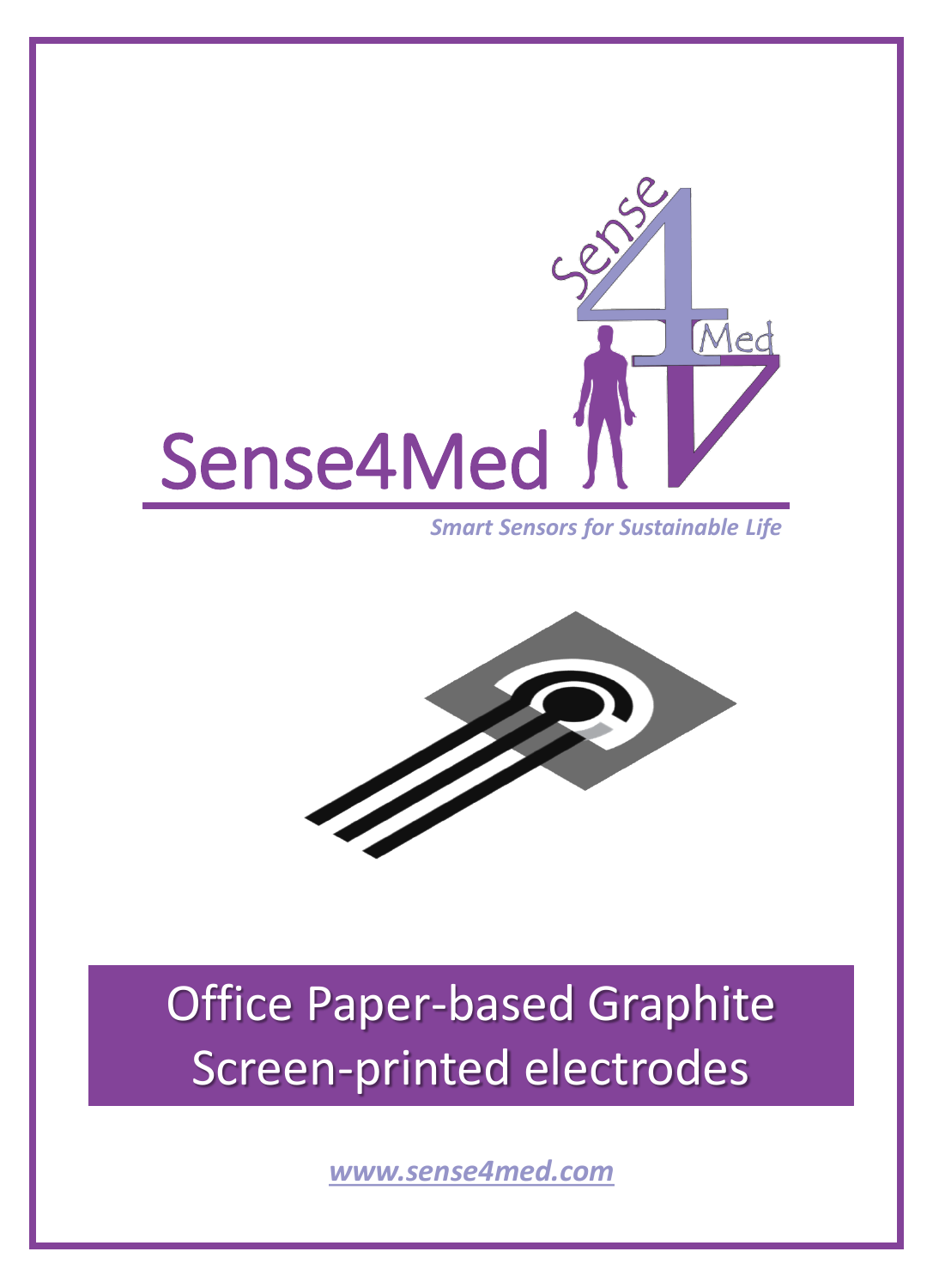# Sense4Med

*Smart Sensors for Sustainable Life*

## Office Paper-based Graphite Screen-printed electrodes

*www.sense4med.com*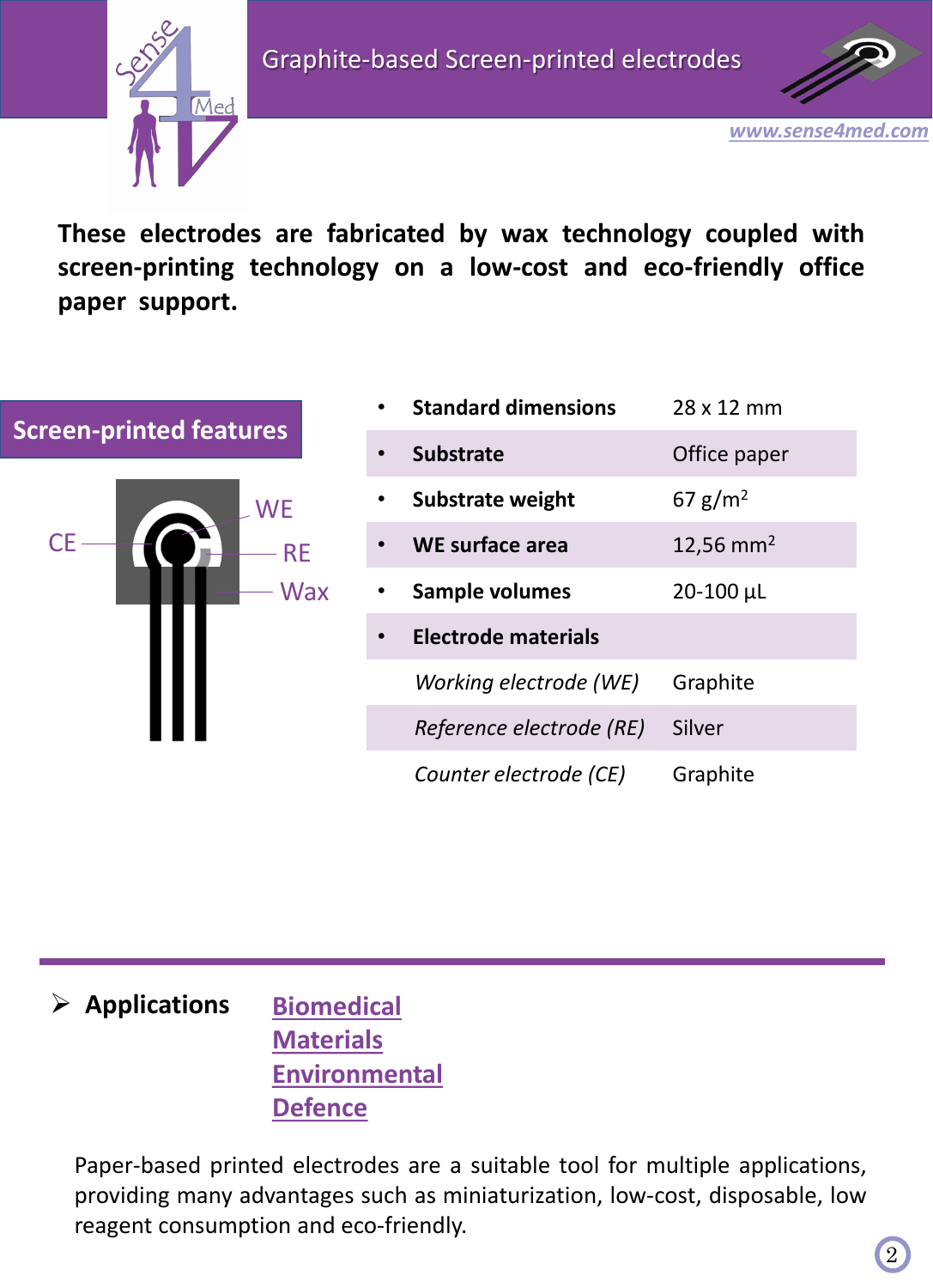# Graphite-based Screen-printed electrodes

www.sense4med.com

**These electrodes are fabricated by wax technology coupled with screen-printing technology on a low-cost and eco-friendly office paper support.**

## Screen-printed features

CE WE RE Wax

| Feature | Value |
|---|---|
| **Standard dimensions** | 28 x 12 mm |
| **Substrate** | Office paper |
| **Substrate weight** | 67 g/m$^2$ |
| **WE surface area** | 12,56 mm$^2$ |
| **Sample volumes** | 20-100 µL |
| **Electrode materials** | |
| *Working electrode (WE)* | Graphite |
| *Reference electrode (RE)* | Silver |
| *Counter electrode (CE)* | Graphite |

- **Applications**
  - Biomedical
  - Materials
  - Environmental
  - Defence

Paper-based printed electrodes are a suitable tool for multiple applications, providing many advantages such as miniaturization, low-cost, disposable, low reagent consumption and eco-friendly.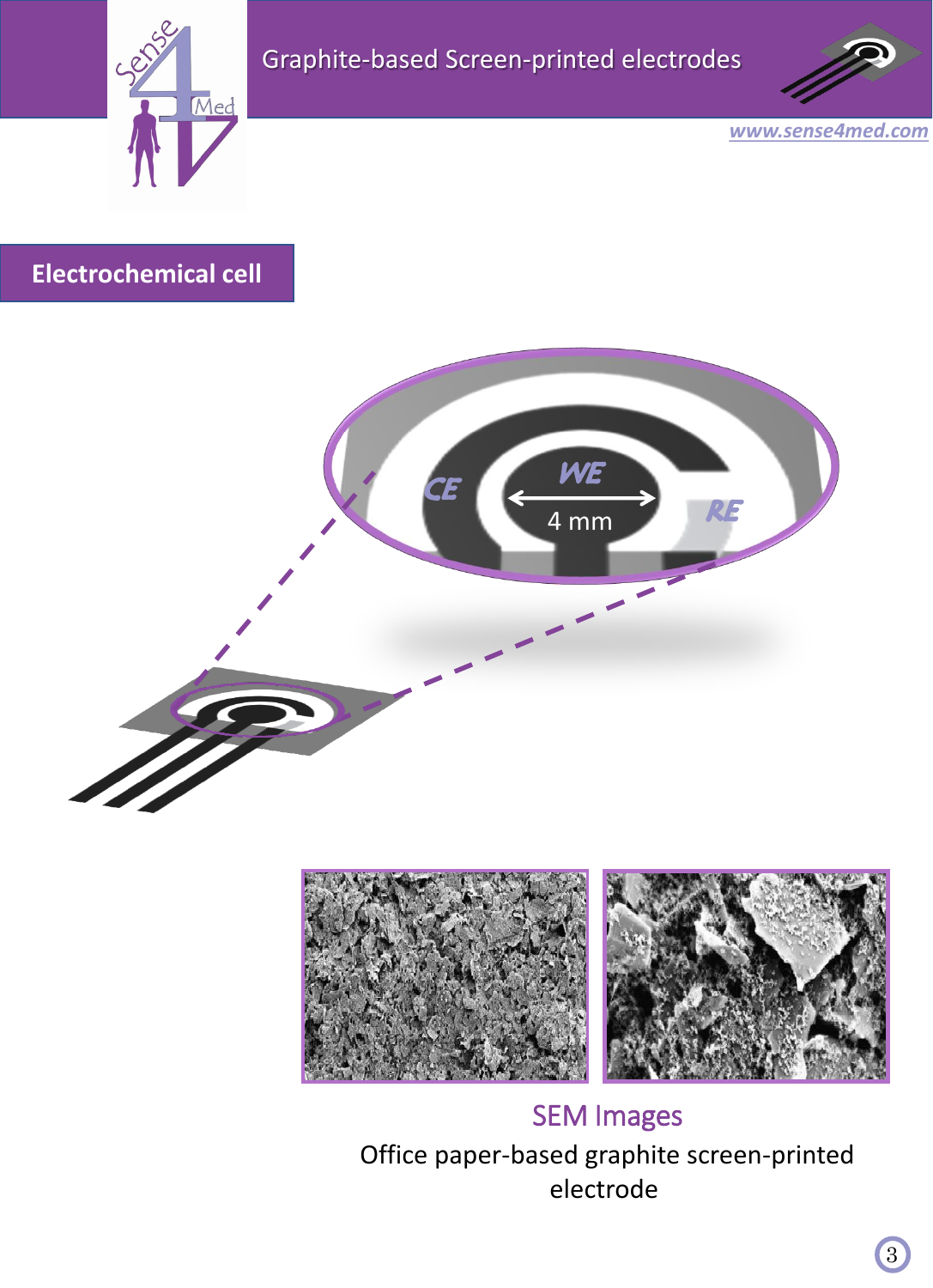## Electrochemical cell

CE

WE

4 mm

RE

SEM Images

Office paper-based graphite screen-printed electrode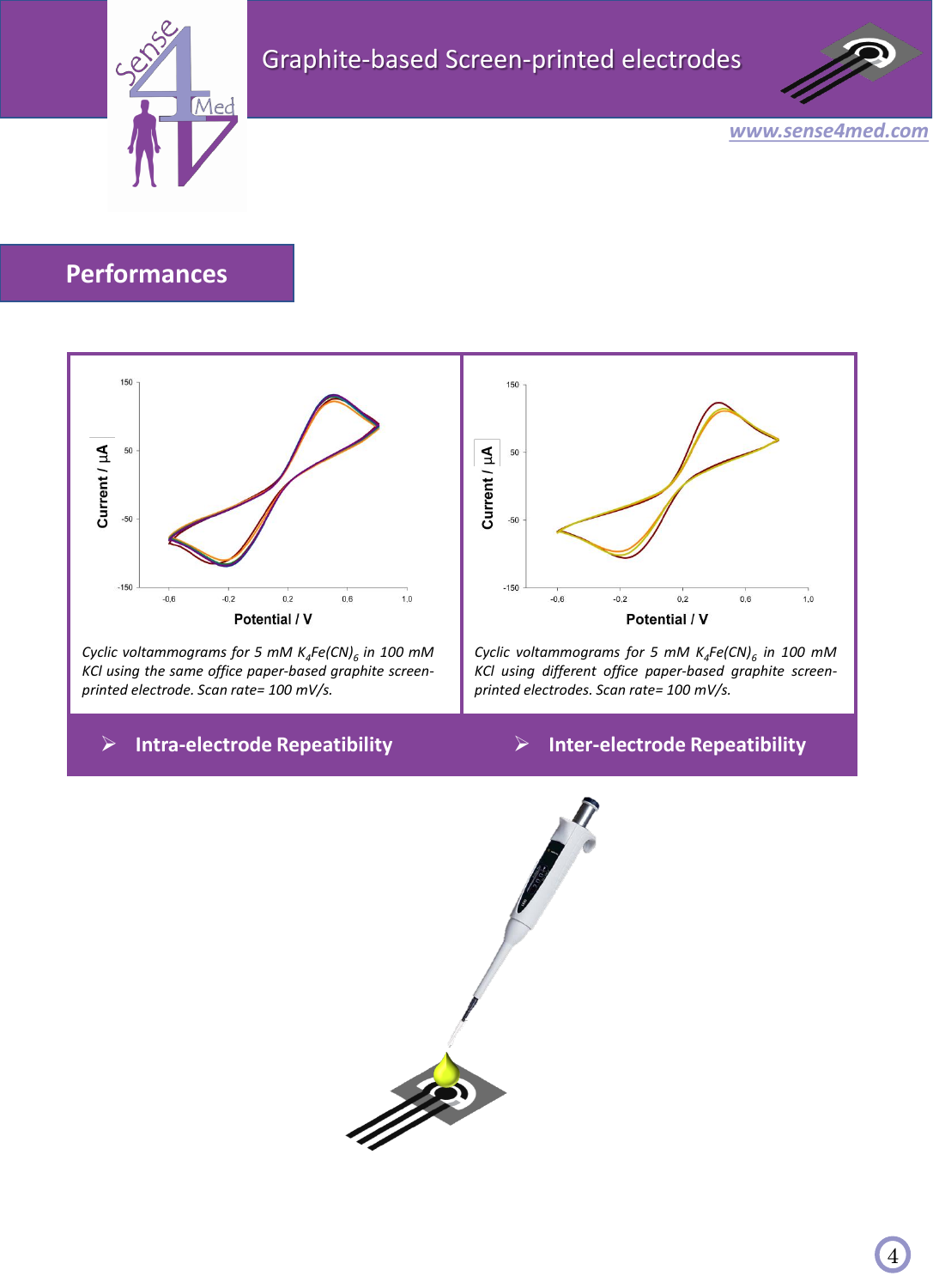## Performances

Cyclic voltammograms for 5 mM $K_4Fe(CN)_6$ in 100 mM KCl using the same office paper-based graphite screen-printed electrode. Scan rate= 100 mV/s.

Cyclic voltammograms for 5 mM $K_4Fe(CN)_6$ in 100 mM KCl using different office paper-based graphite screen-printed electrodes. Scan rate= 100 mV/s.

- Intra-electrode Repeatibility
- Inter-electrode Repeatibility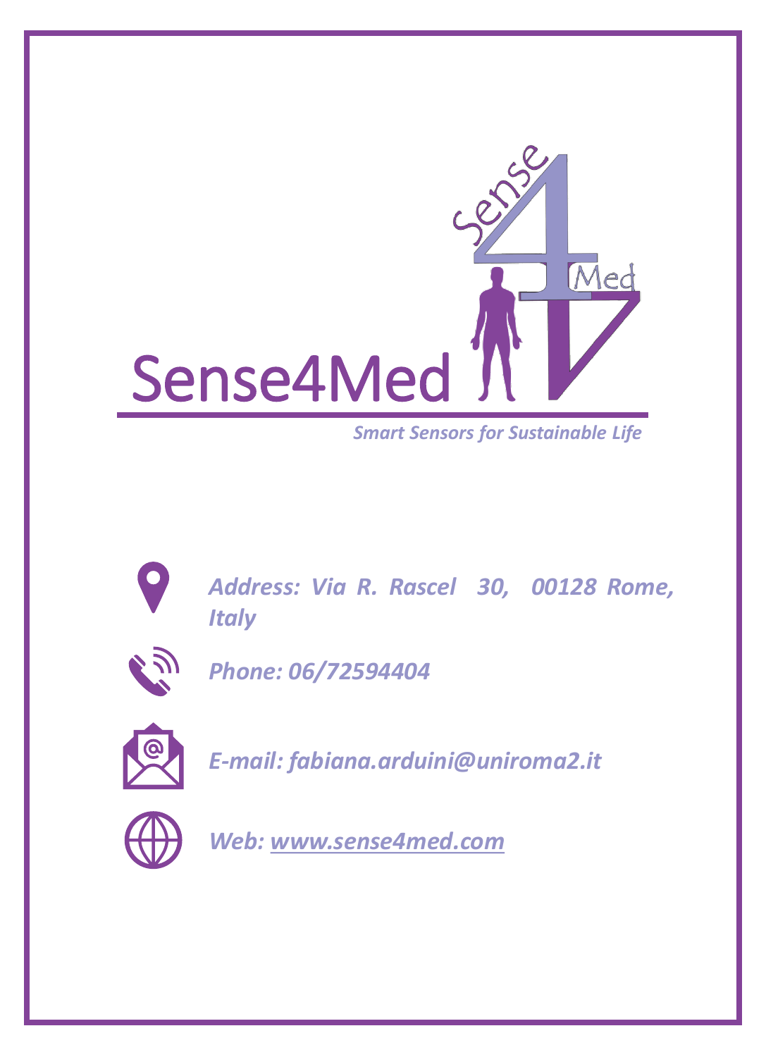Sense4Med

*Smart Sensors for Sustainable Life*

*Address: Via R. Rascel 30, 00128 Rome, Italy*

*Phone: 06/72594404*

*E-mail: fabiana.arduini@uniroma2.it*

*Web: www.sense4med.com*